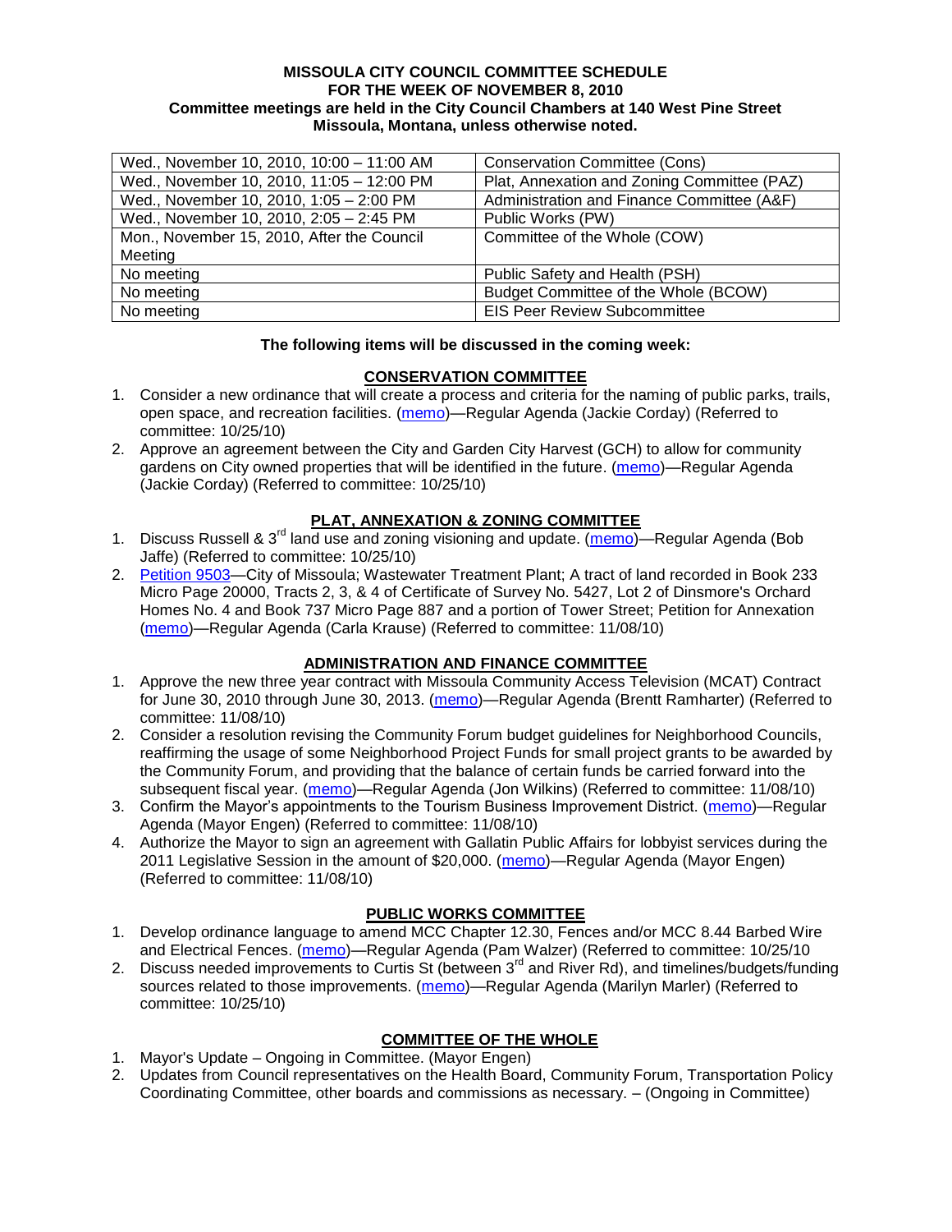**MISSOULA CITY COUNCIL COMMITTEE SCHEDULE**
**FOR THE WEEK OF NOVEMBER 8, 2010**
**Committee meetings are held in the City Council Chambers at 140 West Pine Street**
**Missoula, Montana, unless otherwise noted.**

| | |
|---|---|
| Wed., November 10, 2010, 10:00 – 11:00 AM | Conservation Committee (Cons) |
| Wed., November 10, 2010, 11:05 – 12:00 PM | Plat, Annexation and Zoning Committee (PAZ) |
| Wed., November 10, 2010, 1:05 – 2:00 PM | Administration and Finance Committee (A&F) |
| Wed., November 10, 2010, 2:05 – 2:45 PM | Public Works (PW) |
| Mon., November 15, 2010, After the Council Meeting | Committee of the Whole (COW) |
| No meeting | Public Safety and Health (PSH) |
| No meeting | Budget Committee of the Whole (BCOW) |
| No meeting | EIS Peer Review Subcommittee |

**The following items will be discussed in the coming week:**

## CONSERVATION COMMITTEE

1. Consider a new ordinance that will create a process and criteria for the naming of public parks, trails, open space, and recreation facilities. (memo)—Regular Agenda (Jackie Corday) (Referred to committee: 10/25/10)
2. Approve an agreement between the City and Garden City Harvest (GCH) to allow for community gardens on City owned properties that will be identified in the future. (memo)—Regular Agenda (Jackie Corday) (Referred to committee: 10/25/10)

## PLAT, ANNEXATION & ZONING COMMITTEE

1. Discuss Russell & 3rd land use and zoning visioning and update. (memo)—Regular Agenda (Bob Jaffe) (Referred to committee: 10/25/10)
2. Petition 9503—City of Missoula; Wastewater Treatment Plant; A tract of land recorded in Book 233 Micro Page 20000, Tracts 2, 3, & 4 of Certificate of Survey No. 5427, Lot 2 of Dinsmore's Orchard Homes No. 4 and Book 737 Micro Page 887 and a portion of Tower Street; Petition for Annexation (memo)—Regular Agenda (Carla Krause) (Referred to committee: 11/08/10)

## ADMINISTRATION AND FINANCE COMMITTEE

1. Approve the new three year contract with Missoula Community Access Television (MCAT) Contract for June 30, 2010 through June 30, 2013. (memo)—Regular Agenda (Brentt Ramharter) (Referred to committee: 11/08/10)
2. Consider a resolution revising the Community Forum budget guidelines for Neighborhood Councils, reaffirming the usage of some Neighborhood Project Funds for small project grants to be awarded by the Community Forum, and providing that the balance of certain funds be carried forward into the subsequent fiscal year. (memo)—Regular Agenda (Jon Wilkins) (Referred to committee: 11/08/10)
3. Confirm the Mayor's appointments to the Tourism Business Improvement District. (memo)—Regular Agenda (Mayor Engen) (Referred to committee: 11/08/10)
4. Authorize the Mayor to sign an agreement with Gallatin Public Affairs for lobbyist services during the 2011 Legislative Session in the amount of $20,000. (memo)—Regular Agenda (Mayor Engen) (Referred to committee: 11/08/10)

## PUBLIC WORKS COMMITTEE

1. Develop ordinance language to amend MCC Chapter 12.30, Fences and/or MCC 8.44 Barbed Wire and Electrical Fences. (memo)—Regular Agenda (Pam Walzer) (Referred to committee: 10/25/10)
2. Discuss needed improvements to Curtis St (between 3rd and River Rd), and timelines/budgets/funding sources related to those improvements. (memo)—Regular Agenda (Marilyn Marler) (Referred to committee: 10/25/10)

## COMMITTEE OF THE WHOLE

1. Mayor's Update – Ongoing in Committee. (Mayor Engen)
2. Updates from Council representatives on the Health Board, Community Forum, Transportation Policy Coordinating Committee, other boards and commissions as necessary. – (Ongoing in Committee)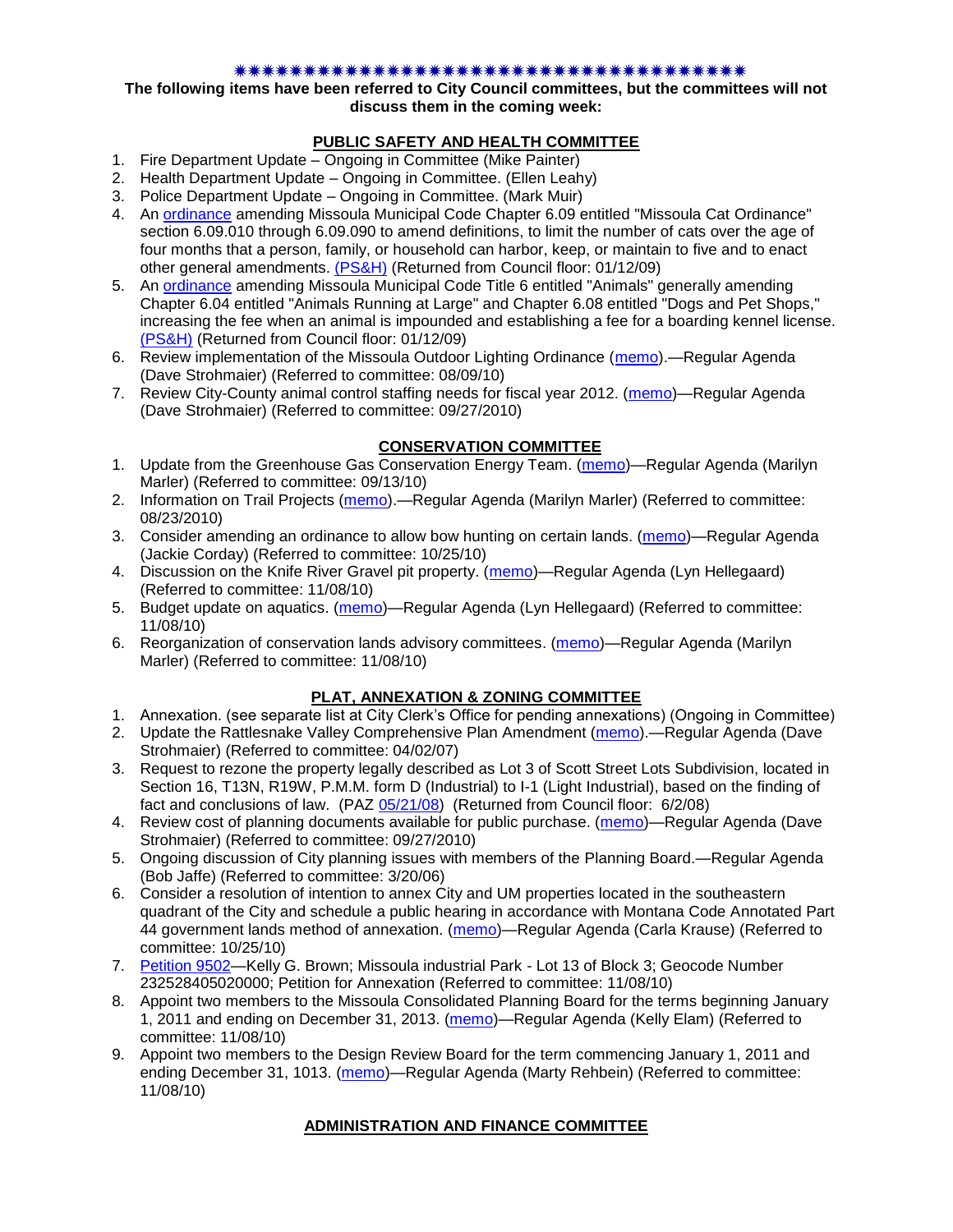✷✷✷✷✷✷✷✷✷✷✷✷✷✷✷✷✷✷✷✷✷✷✷✷✷✷✷✷✷✷✷✷✷✷✷✷✷✷✷✷✷

**The following items have been referred to City Council committees, but the committees will not discuss them in the coming week:**

## PUBLIC SAFETY AND HEALTH COMMITTEE

1. Fire Department Update – Ongoing in Committee (Mike Painter)
2. Health Department Update – Ongoing in Committee. (Ellen Leahy)
3. Police Department Update – Ongoing in Committee. (Mark Muir)
4. An ordinance amending Missoula Municipal Code Chapter 6.09 entitled "Missoula Cat Ordinance" section 6.09.010 through 6.09.090 to amend definitions, to limit the number of cats over the age of four months that a person, family, or household can harbor, keep, or maintain to five and to enact other general amendments. (PS&H) (Returned from Council floor: 01/12/09)
5. An ordinance amending Missoula Municipal Code Title 6 entitled "Animals" generally amending Chapter 6.04 entitled "Animals Running at Large" and Chapter 6.08 entitled "Dogs and Pet Shops," increasing the fee when an animal is impounded and establishing a fee for a boarding kennel license. (PS&H) (Returned from Council floor: 01/12/09)
6. Review implementation of the Missoula Outdoor Lighting Ordinance (memo).—Regular Agenda (Dave Strohmaier) (Referred to committee: 08/09/10)
7. Review City-County animal control staffing needs for fiscal year 2012. (memo)—Regular Agenda (Dave Strohmaier) (Referred to committee: 09/27/2010)

## CONSERVATION COMMITTEE

1. Update from the Greenhouse Gas Conservation Energy Team. (memo)—Regular Agenda (Marilyn Marler) (Referred to committee: 09/13/10)
2. Information on Trail Projects (memo).—Regular Agenda (Marilyn Marler) (Referred to committee: 08/23/2010)
3. Consider amending an ordinance to allow bow hunting on certain lands. (memo)—Regular Agenda (Jackie Corday) (Referred to committee: 10/25/10)
4. Discussion on the Knife River Gravel pit property. (memo)—Regular Agenda (Lyn Hellegaard) (Referred to committee: 11/08/10)
5. Budget update on aquatics. (memo)—Regular Agenda (Lyn Hellegaard) (Referred to committee: 11/08/10)
6. Reorganization of conservation lands advisory committees. (memo)—Regular Agenda (Marilyn Marler) (Referred to committee: 11/08/10)

## PLAT, ANNEXATION & ZONING COMMITTEE

1. Annexation. (see separate list at City Clerk's Office for pending annexations) (Ongoing in Committee)
2. Update the Rattlesnake Valley Comprehensive Plan Amendment (memo).—Regular Agenda (Dave Strohmaier) (Referred to committee: 04/02/07)
3. Request to rezone the property legally described as Lot 3 of Scott Street Lots Subdivision, located in Section 16, T13N, R19W, P.M.M. form D (Industrial) to I-1 (Light Industrial), based on the finding of fact and conclusions of law. (PAZ 05/21/08) (Returned from Council floor: 6/2/08)
4. Review cost of planning documents available for public purchase. (memo)—Regular Agenda (Dave Strohmaier) (Referred to committee: 09/27/2010)
5. Ongoing discussion of City planning issues with members of the Planning Board.—Regular Agenda (Bob Jaffe) (Referred to committee: 3/20/06)
6. Consider a resolution of intention to annex City and UM properties located in the southeastern quadrant of the City and schedule a public hearing in accordance with Montana Code Annotated Part 44 government lands method of annexation. (memo)—Regular Agenda (Carla Krause) (Referred to committee: 10/25/10)
7. Petition 9502—Kelly G. Brown; Missoula industrial Park - Lot 13 of Block 3; Geocode Number 232528405020000; Petition for Annexation (Referred to committee: 11/08/10)
8. Appoint two members to the Missoula Consolidated Planning Board for the terms beginning January 1, 2011 and ending on December 31, 2013. (memo)—Regular Agenda (Kelly Elam) (Referred to committee: 11/08/10)
9. Appoint two members to the Design Review Board for the term commencing January 1, 2011 and ending December 31, 1013. (memo)—Regular Agenda (Marty Rehbein) (Referred to committee: 11/08/10)

## ADMINISTRATION AND FINANCE COMMITTEE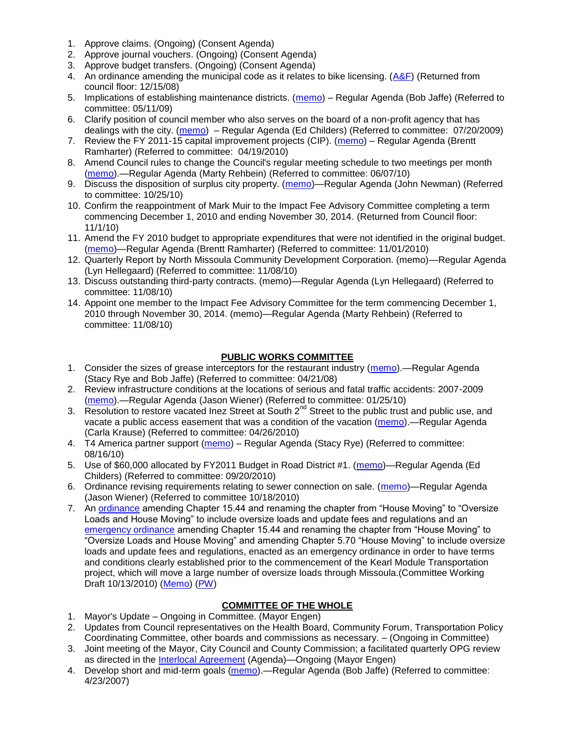1. Approve claims. (Ongoing) (Consent Agenda)
2. Approve journal vouchers. (Ongoing) (Consent Agenda)
3. Approve budget transfers. (Ongoing) (Consent Agenda)
4. An ordinance amending the municipal code as it relates to bike licensing. (A&F) (Returned from council floor: 12/15/08)
5. Implications of establishing maintenance districts. (memo) – Regular Agenda (Bob Jaffe) (Referred to committee: 05/11/09)
6. Clarify position of council member who also serves on the board of a non-profit agency that has dealings with the city. (memo) – Regular Agenda (Ed Childers) (Referred to committee: 07/20/2009)
7. Review the FY 2011-15 capital improvement projects (CIP). (memo) – Regular Agenda (Brentt Ramharter) (Referred to committee: 04/19/2010)
8. Amend Council rules to change the Council's regular meeting schedule to two meetings per month (memo).—Regular Agenda (Marty Rehbein) (Referred to committee: 06/07/10)
9. Discuss the disposition of surplus city property. (memo)—Regular Agenda (John Newman) (Referred to committee: 10/25/10)
10. Confirm the reappointment of Mark Muir to the Impact Fee Advisory Committee completing a term commencing December 1, 2010 and ending November 30, 2014. (Returned from Council floor: 11/1/10)
11. Amend the FY 2010 budget to appropriate expenditures that were not identified in the original budget. (memo)—Regular Agenda (Brentt Ramharter) (Referred to committee: 11/01/2010)
12. Quarterly Report by North Missoula Community Development Corporation. (memo)—Regular Agenda (Lyn Hellegaard) (Referred to committee: 11/08/10)
13. Discuss outstanding third-party contracts. (memo)—Regular Agenda (Lyn Hellegaard) (Referred to committee: 11/08/10)
14. Appoint one member to the Impact Fee Advisory Committee for the term commencing December 1, 2010 through November 30, 2014. (memo)—Regular Agenda (Marty Rehbein) (Referred to committee: 11/08/10)

## PUBLIC WORKS COMMITTEE

1. Consider the sizes of grease interceptors for the restaurant industry (memo).—Regular Agenda (Stacy Rye and Bob Jaffe) (Referred to committee: 04/21/08)
2. Review infrastructure conditions at the locations of serious and fatal traffic accidents: 2007-2009 (memo).—Regular Agenda (Jason Wiener) (Referred to committee: 01/25/10)
3. Resolution to restore vacated Inez Street at South 2nd Street to the public trust and public use, and vacate a public access easement that was a condition of the vacation (memo).—Regular Agenda (Carla Krause) (Referred to committee: 04/26/2010)
4. T4 America partner support (memo) – Regular Agenda (Stacy Rye) (Referred to committee: 08/16/10)
5. Use of $60,000 allocated by FY2011 Budget in Road District #1. (memo)—Regular Agenda (Ed Childers) (Referred to committee: 09/20/2010)
6. Ordinance revising requirements relating to sewer connection on sale. (memo)—Regular Agenda (Jason Wiener) (Referred to committee 10/18/2010)
7. An ordinance amending Chapter 15.44 and renaming the chapter from "House Moving" to "Oversize Loads and House Moving" to include oversize loads and update fees and regulations and an emergency ordinance amending Chapter 15.44 and renaming the chapter from "House Moving" to "Oversize Loads and House Moving" and amending Chapter 5.70 "House Moving" to include oversize loads and update fees and regulations, enacted as an emergency ordinance in order to have terms and conditions clearly established prior to the commencement of the Kearl Module Transportation project, which will move a large number of oversize loads through Missoula.(Committee Working Draft 10/13/2010) (Memo) (PW)

## COMMITTEE OF THE WHOLE

1. Mayor's Update – Ongoing in Committee. (Mayor Engen)
2. Updates from Council representatives on the Health Board, Community Forum, Transportation Policy Coordinating Committee, other boards and commissions as necessary. – (Ongoing in Committee)
3. Joint meeting of the Mayor, City Council and County Commission; a facilitated quarterly OPG review as directed in the Interlocal Agreement (Agenda)—Ongoing (Mayor Engen)
4. Develop short and mid-term goals (memo).—Regular Agenda (Bob Jaffe) (Referred to committee: 4/23/2007)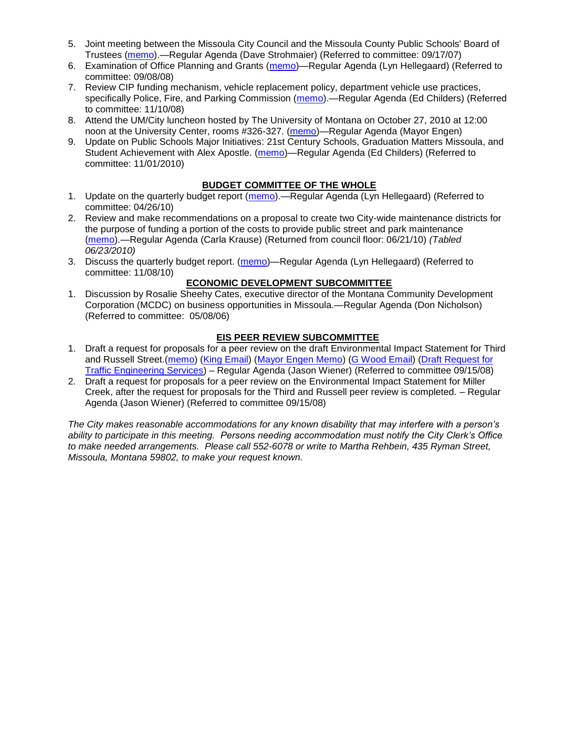5. Joint meeting between the Missoula City Council and the Missoula County Public Schools' Board of Trustees (memo).—Regular Agenda (Dave Strohmaier) (Referred to committee: 09/17/07)
6. Examination of Office Planning and Grants (memo)—Regular Agenda (Lyn Hellegaard) (Referred to committee: 09/08/08)
7. Review CIP funding mechanism, vehicle replacement policy, department vehicle use practices, specifically Police, Fire, and Parking Commission (memo).—Regular Agenda (Ed Childers) (Referred to committee: 11/10/08)
8. Attend the UM/City luncheon hosted by The University of Montana on October 27, 2010 at 12:00 noon at the University Center, rooms #326-327. (memo)—Regular Agenda (Mayor Engen)
9. Update on Public Schools Major Initiatives: 21st Century Schools, Graduation Matters Missoula, and Student Achievement with Alex Apostle. (memo)—Regular Agenda (Ed Childers) (Referred to committee: 11/01/2010)

## BUDGET COMMITTEE OF THE WHOLE

1. Update on the quarterly budget report (memo).—Regular Agenda (Lyn Hellegaard) (Referred to committee: 04/26/10)
2. Review and make recommendations on a proposal to create two City-wide maintenance districts for the purpose of funding a portion of the costs to provide public street and park maintenance (memo).—Regular Agenda (Carla Krause) (Returned from council floor: 06/21/10) *(Tabled 06/23/2010)*
3. Discuss the quarterly budget report. (memo)—Regular Agenda (Lyn Hellegaard) (Referred to committee: 11/08/10)

## ECONOMIC DEVELOPMENT SUBCOMMITTEE

1. Discussion by Rosalie Sheehy Cates, executive director of the Montana Community Development Corporation (MCDC) on business opportunities in Missoula.—Regular Agenda (Don Nicholson) (Referred to committee: 05/08/06)

## EIS PEER REVIEW SUBCOMMITTEE

1. Draft a request for proposals for a peer review on the draft Environmental Impact Statement for Third and Russell Street.(memo) (King Email) (Mayor Engen Memo) (G Wood Email) (Draft Request for Traffic Engineering Services) – Regular Agenda (Jason Wiener) (Referred to committee 09/15/08)
2. Draft a request for proposals for a peer review on the Environmental Impact Statement for Miller Creek, after the request for proposals for the Third and Russell peer review is completed. – Regular Agenda (Jason Wiener) (Referred to committee 09/15/08)

*The City makes reasonable accommodations for any known disability that may interfere with a person's ability to participate in this meeting. Persons needing accommodation must notify the City Clerk's Office to make needed arrangements. Please call 552-6078 or write to Martha Rehbein, 435 Ryman Street, Missoula, Montana 59802, to make your request known.*